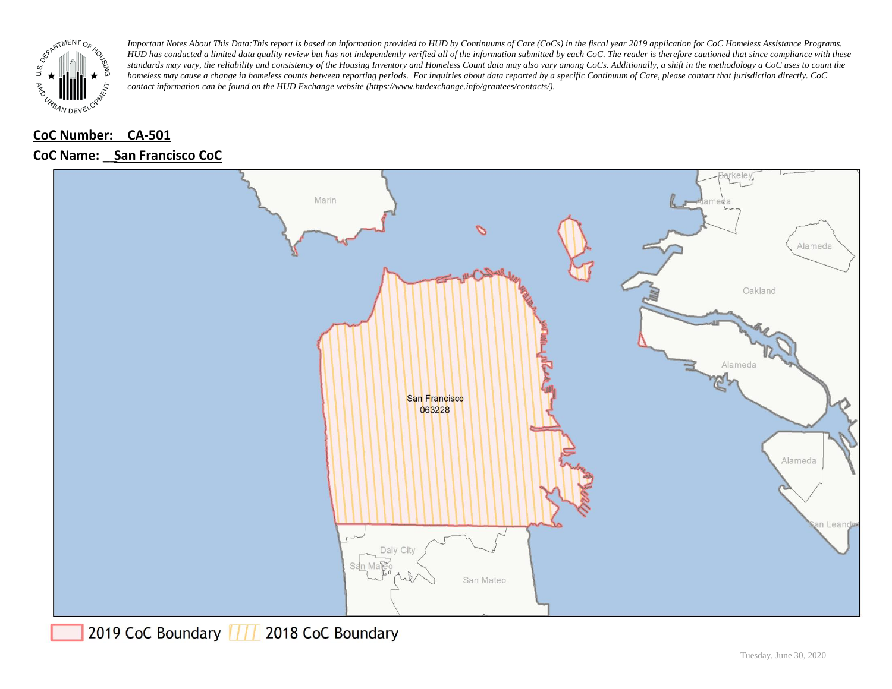*Important Notes About This Data: This report is based on information provided to HUD by Continuums of Care (CoCs) in the fiscal year 2019 application for CoC Homeless Assistance Programs. HUD has conducted a limited data quality review but has not independently verified all of the information submitted by each CoC. The reader is therefore cautioned that since compliance with these standards may vary, the reliability and consistency of the Housing Inventory and Homeless Count data may also vary among CoCs. Additionally, a shift in the methodology a CoC uses to count the homeless may cause a change in homeless counts between reporting periods. For inquiries about data reported by a specific Continuum of Care, please contact that jurisdiction directly. CoC contact information can be found on the HUD Exchange website (https://www.hudexchange.info/grantees/contacts/).*

**CoC Number: CA-501**

**CoC Name: San Francisco CoC**

Marin

Berkeley

Alameda

Alameda

Oakland

Alameda

San Francisco
063228

Alameda

San Leandro

Daly City

San Mateo

San Mateo

2019 CoC Boundary    2018 CoC Boundary

Tuesday, June 30, 2020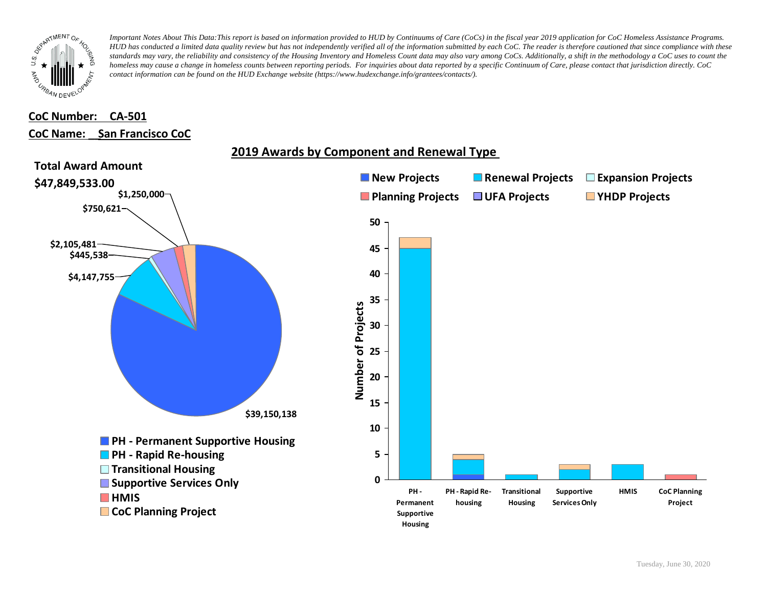*Important Notes About This Data: This report is based on information provided to HUD by Continuums of Care (CoCs) in the fiscal year 2019 application for CoC Homeless Assistance Programs. HUD has conducted a limited data quality review but has not independently verified all of the information submitted by each CoC. The reader is therefore cautioned that since compliance with these standards may vary, the reliability and consistency of the Housing Inventory and Homeless Count data may also vary among CoCs. Additionally, a shift in the methodology a CoC uses to count the homeless may cause a change in homeless counts between reporting periods. For inquiries about data reported by a specific Continuum of Care, please contact that jurisdiction directly. CoC contact information can be found on the HUD Exchange website (https://www.hudexchange.info/grantees/contacts/).*

**CoC Number: CA-501**

**CoC Name: San Francisco CoC**

## 2019 Awards by Component and Renewal Type

**Total Award Amount**

**$47,849,533.00**

| Component | Award Amount |
|---|---|
| PH - Permanent Supportive Housing | $39,150,138 |
| PH - Rapid Re-housing | $4,147,755 |
| Transitional Housing | $445,538 |
| Supportive Services Only | $2,105,481 |
| HMIS | $750,621 |
| CoC Planning Project | $1,250,000 |

Number of Projects by Component and Renewal Type (New Projects, Renewal Projects, Expansion Projects, Planning Projects, UFA Projects, YHDP Projects):

| Component | New Projects | Renewal Projects | Planning Projects | YHDP Projects |
|---|---|---|---|---|
| PH - Permanent Supportive Housing | | 45 | | 2 |
| PH - Rapid Re-housing | 1 | 3 | | 1 |
| Transitional Housing | | 1 | | |
| Supportive Services Only | | 2 | | 1 |
| HMIS | | 3 | | |
| CoC Planning Project | | | 1 | |

Tuesday, June 30, 2020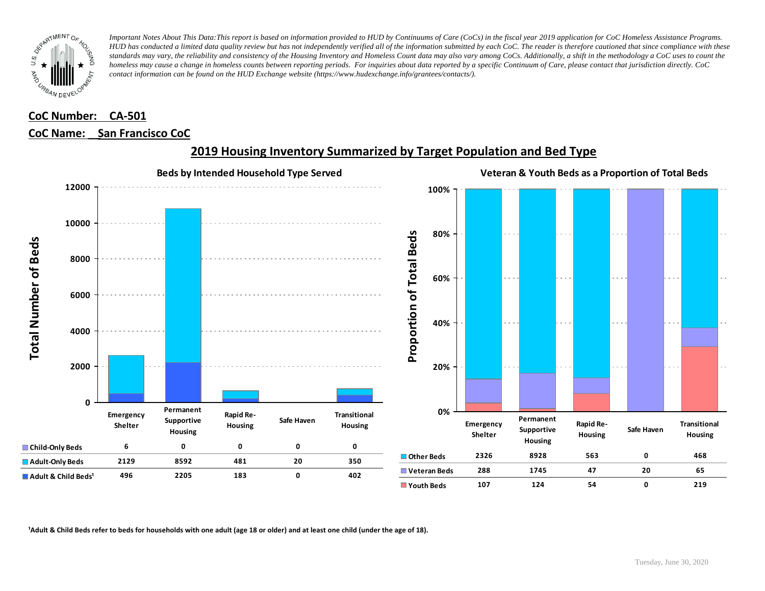*Important Notes About This Data:This report is based on information provided to HUD by Continuums of Care (CoCs) in the fiscal year 2019 application for CoC Homeless Assistance Programs. HUD has conducted a limited data quality review but has not independently verified all of the information submitted by each CoC. The reader is therefore cautioned that since compliance with these standards may vary, the reliability and consistency of the Housing Inventory and Homeless Count data may also vary among CoCs. Additionally, a shift in the methodology a CoC uses to count the homeless may cause a change in homeless counts between reporting periods. For inquiries about data reported by a specific Continuum of Care, please contact that jurisdiction directly. CoC contact information can be found on the HUD Exchange website (https://www.hudexchange.info/grantees/contacts/).*

**CoC Number: CA-501**

**CoC Name: San Francisco CoC**

## 2019 Housing Inventory Summarized by Target Population and Bed Type

### Beds by Intended Household Type Served

| | Emergency Shelter | Permanent Supportive Housing | Rapid Re-Housing | Safe Haven | Transitional Housing |
|---|---|---|---|---|---|
| Child-Only Beds | 6 | 0 | 0 | 0 | 0 |
| Adult-Only Beds | 2129 | 8592 | 481 | 20 | 350 |
| Adult & Child Beds[1] | 496 | 2205 | 183 | 0 | 402 |

### Veteran & Youth Beds as a Proportion of Total Beds

| | Emergency Shelter | Permanent Supportive Housing | Rapid Re-Housing | Safe Haven | Transitional Housing |
|---|---|---|---|---|---|
| Other Beds | 2326 | 8928 | 563 | 0 | 468 |
| Veteran Beds | 288 | 1745 | 47 | 20 | 65 |
| Youth Beds | 107 | 124 | 54 | 0 | 219 |

[1]Adult & Child Beds refer to beds for households with one adult (age 18 or older) and at least one child (under the age of 18).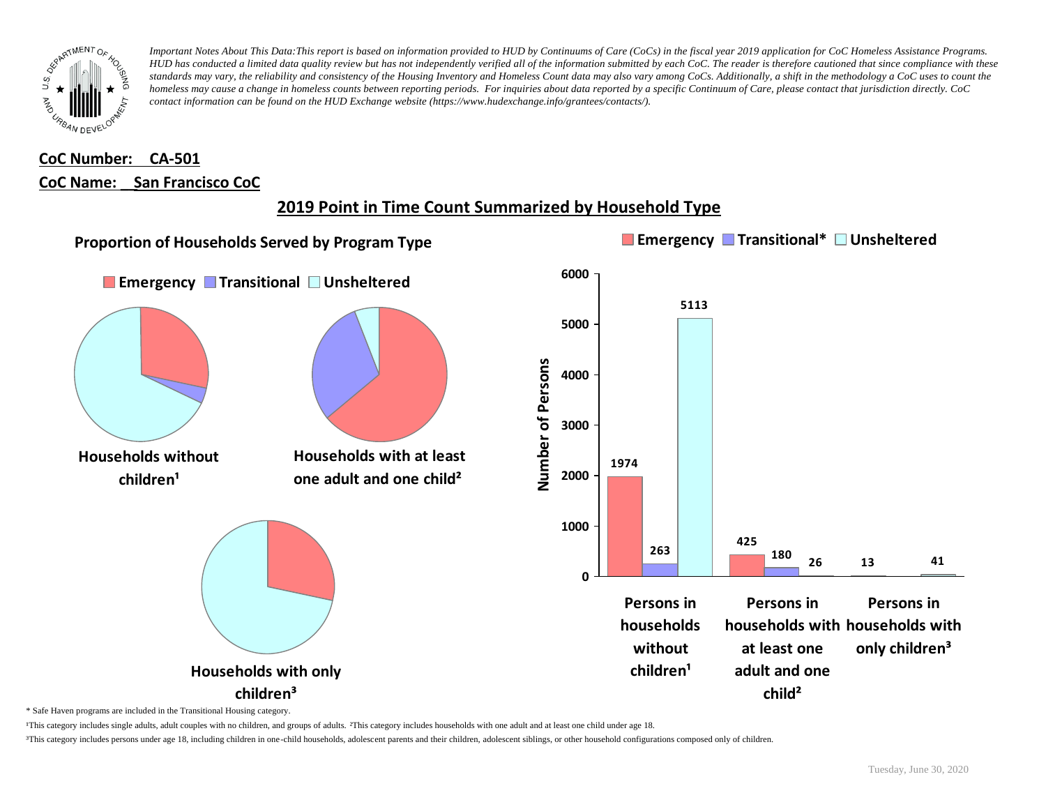*Important Notes About This Data:This report is based on information provided to HUD by Continuums of Care (CoCs) in the fiscal year 2019 application for CoC Homeless Assistance Programs. HUD has conducted a limited data quality review but has not independently verified all of the information submitted by each CoC. The reader is therefore cautioned that since compliance with these standards may vary, the reliability and consistency of the Housing Inventory and Homeless Count data may also vary among CoCs. Additionally, a shift in the methodology a CoC uses to count the homeless may cause a change in homeless counts between reporting periods. For inquiries about data reported by a specific Continuum of Care, please contact that jurisdiction directly. CoC contact information can be found on the HUD Exchange website (https://www.hudexchange.info/grantees/contacts/).*

**CoC Number: CA-501**

**CoC Name: San Francisco CoC**

## 2019 Point in Time Count Summarized by Household Type

### Proportion of Households Served by Program Type

Emergency | Transitional | Unsheltered

Households without children[1]

Households with at least one adult and one child[2]

Households with only children[3]

| | Emergency | Transitional* | Unsheltered |
|---|---|---|---|
| Persons in households without children[1] | 1974 | 263 | 5113 |
| Persons in households with at least one adult and one child[2] | 425 | 180 | 26 |
| Persons in households with only children[3] | 13 | | 41 |

\* Safe Haven programs are included in the Transitional Housing category.

[1]This category includes single adults, adult couples with no children, and groups of adults. [2]This category includes households with one adult and at least one child under age 18.

[3]This category includes persons under age 18, including children in one-child households, adolescent parents and their children, adolescent siblings, or other household configurations composed only of children.

Tuesday, June 30, 2020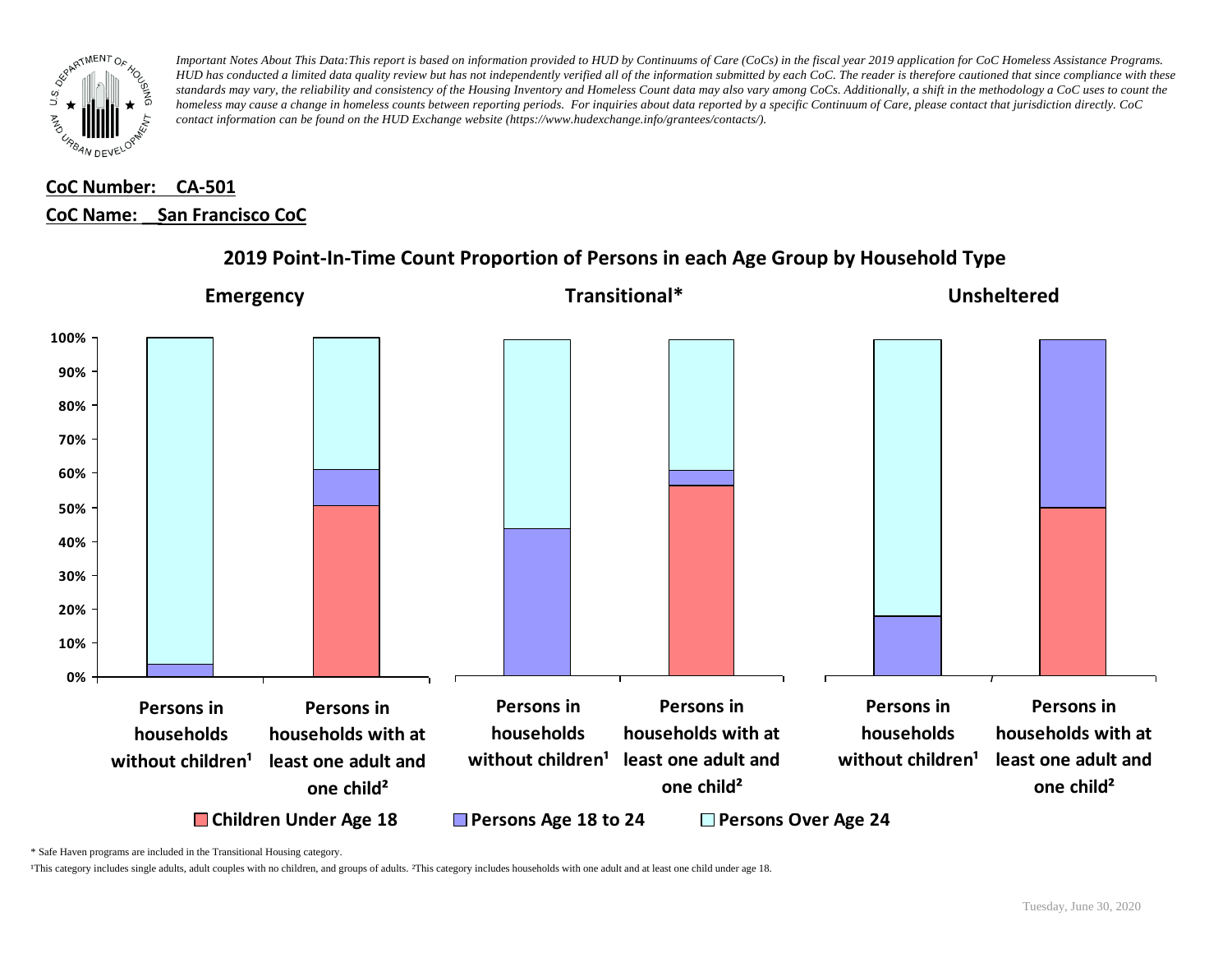*Important Notes About This Data:This report is based on information provided to HUD by Continuums of Care (CoCs) in the fiscal year 2019 application for CoC Homeless Assistance Programs. HUD has conducted a limited data quality review but has not independently verified all of the information submitted by each CoC. The reader is therefore cautioned that since compliance with these standards may vary, the reliability and consistency of the Housing Inventory and Homeless Count data may also vary among CoCs. Additionally, a shift in the methodology a CoC uses to count the homeless may cause a change in homeless counts between reporting periods. For inquiries about data reported by a specific Continuum of Care, please contact that jurisdiction directly. CoC contact information can be found on the HUD Exchange website (https://www.hudexchange.info/grantees/contacts/).*

**CoC Number: CA-501**

**CoC Name: San Francisco CoC**

## 2019 Point-In-Time Count Proportion of Persons in each Age Group by Household Type

**Emergency** | **Transitional*** | **Unsheltered**

100%, 90%, 80%, 70%, 60%, 50%, 40%, 30%, 20%, 10%, 0%

Persons in households without children¹ | Persons in households with at least one adult and one child² | Persons in households without children¹ | Persons in households with at least one adult and one child² | Persons in households without children¹ | Persons in households with at least one adult and one child²

Children Under Age 18 | Persons Age 18 to 24 | Persons Over Age 24

\* Safe Haven programs are included in the Transitional Housing category.

¹This category includes single adults, adult couples with no children, and groups of adults. ²This category includes households with one adult and at least one child under age 18.

Tuesday, June 30, 2020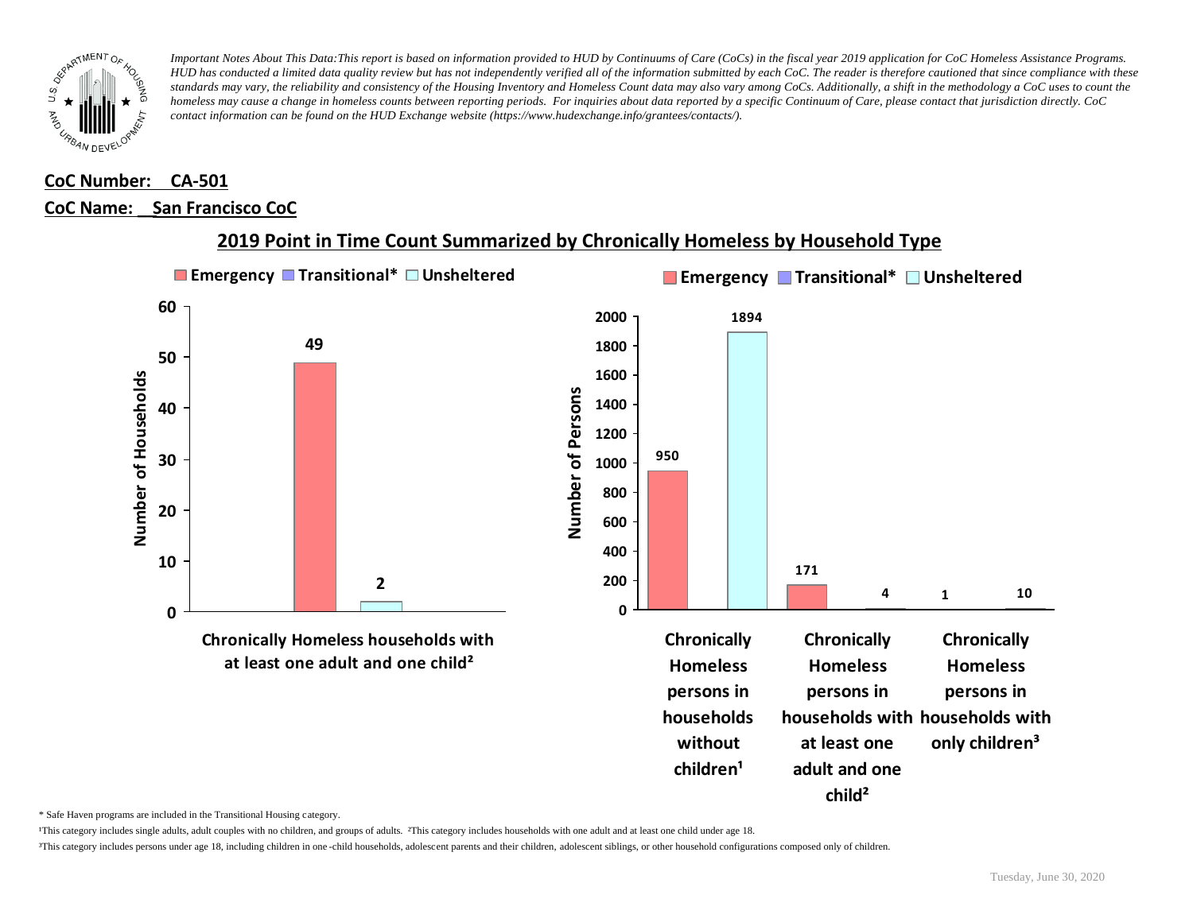*Important Notes About This Data:This report is based on information provided to HUD by Continuums of Care (CoCs) in the fiscal year 2019 application for CoC Homeless Assistance Programs. HUD has conducted a limited data quality review but has not independently verified all of the information submitted by each CoC. The reader is therefore cautioned that since compliance with these standards may vary, the reliability and consistency of the Housing Inventory and Homeless Count data may also vary among CoCs. Additionally, a shift in the methodology a CoC uses to count the homeless may cause a change in homeless counts between reporting periods. For inquiries about data reported by a specific Continuum of Care, please contact that jurisdiction directly. CoC contact information can be found on the HUD Exchange website (https://www.hudexchange.info/grantees/contacts/).*

**CoC Number: CA-501**

**CoC Name: San Francisco CoC**

## 2019 Point in Time Count Summarized by Chronically Homeless by Household Type

**Number of Households**

| | Emergency | Transitional* | Unsheltered |
|---|---|---|---|
| Chronically Homeless households with at least one adult and one child² | 49 | | 2 |

**Number of Persons**

| | Emergency | Transitional* | Unsheltered |
|---|---|---|---|
| Chronically Homeless persons in households without children¹ | 950 | | 1894 |
| Chronically Homeless persons in households with at least one adult and one child² | 171 | | 4 |
| Chronically Homeless persons in households with only children³ | 1 | | 10 |

\* Safe Haven programs are included in the Transitional Housing category.

¹This category includes single adults, adult couples with no children, and groups of adults. ²This category includes households with one adult and at least one child under age 18.

³This category includes persons under age 18, including children in one-child households, adolescent parents and their children, adolescent siblings, or other household configurations composed only of children.

Tuesday, June 30, 2020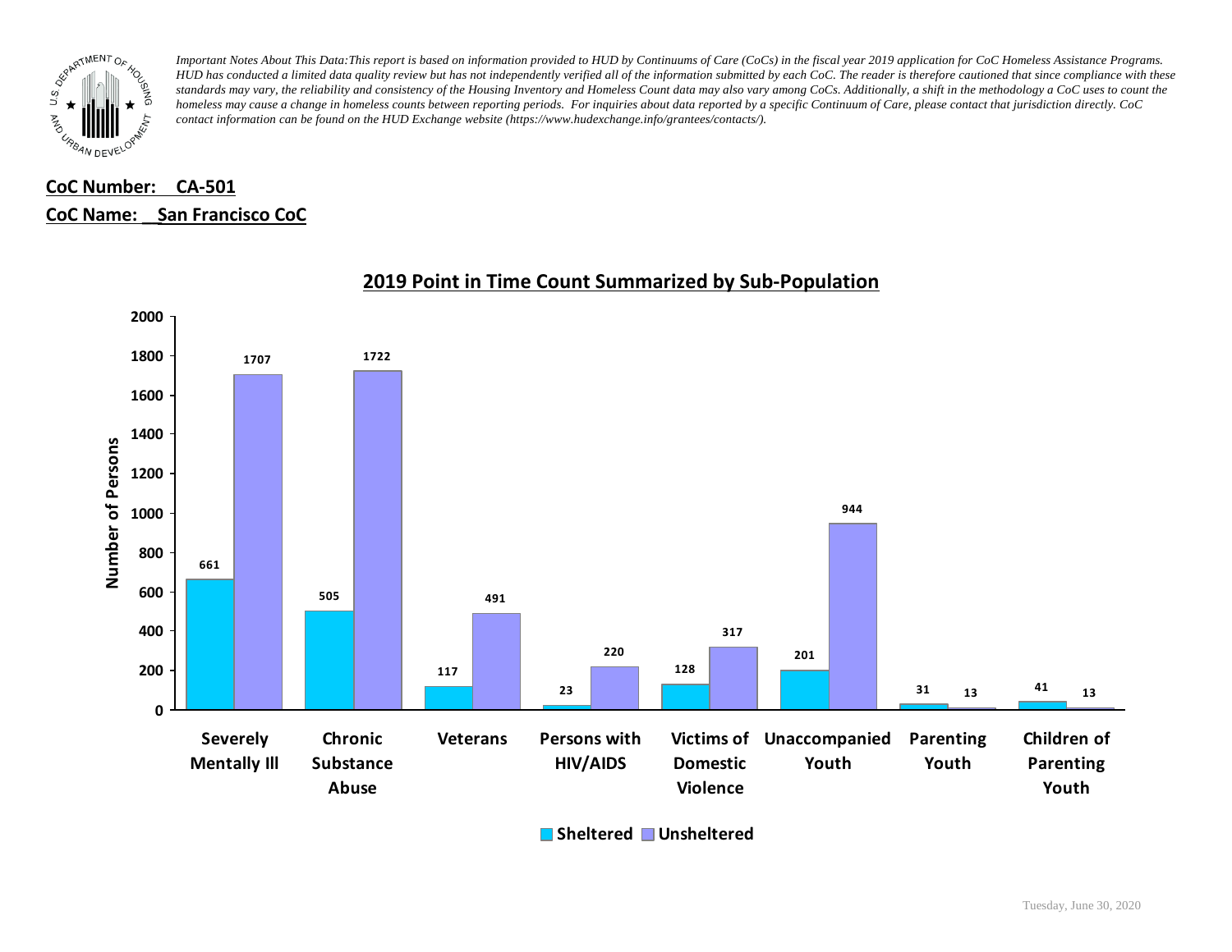*Important Notes About This Data:This report is based on information provided to HUD by Continuums of Care (CoCs) in the fiscal year 2019 application for CoC Homeless Assistance Programs. HUD has conducted a limited data quality review but has not independently verified all of the information submitted by each CoC. The reader is therefore cautioned that since compliance with these standards may vary, the reliability and consistency of the Housing Inventory and Homeless Count data may also vary among CoCs. Additionally, a shift in the methodology a CoC uses to count the homeless may cause a change in homeless counts between reporting periods. For inquiries about data reported by a specific Continuum of Care, please contact that jurisdiction directly. CoC contact information can be found on the HUD Exchange website (https://www.hudexchange.info/grantees/contacts/).*

**CoC Number: CA-501**

**CoC Name: San Francisco CoC**

## 2019 Point in Time Count Summarized by Sub-Population

Number of Persons

0
200
400
600
800
1000
1200
1400
1600
1800
2000

Severely Mentally Ill: 661, 1707
Chronic Substance Abuse: 505, 1722
Veterans: 117, 491
Persons with HIV/AIDS: 23, 220
Victims of Domestic Violence: 128, 317
Unaccompanied Youth: 201, 944
Parenting Youth: 31, 13
Children of Parenting Youth: 41, 13

Sheltered
Unsheltered

Tuesday, June 30, 2020